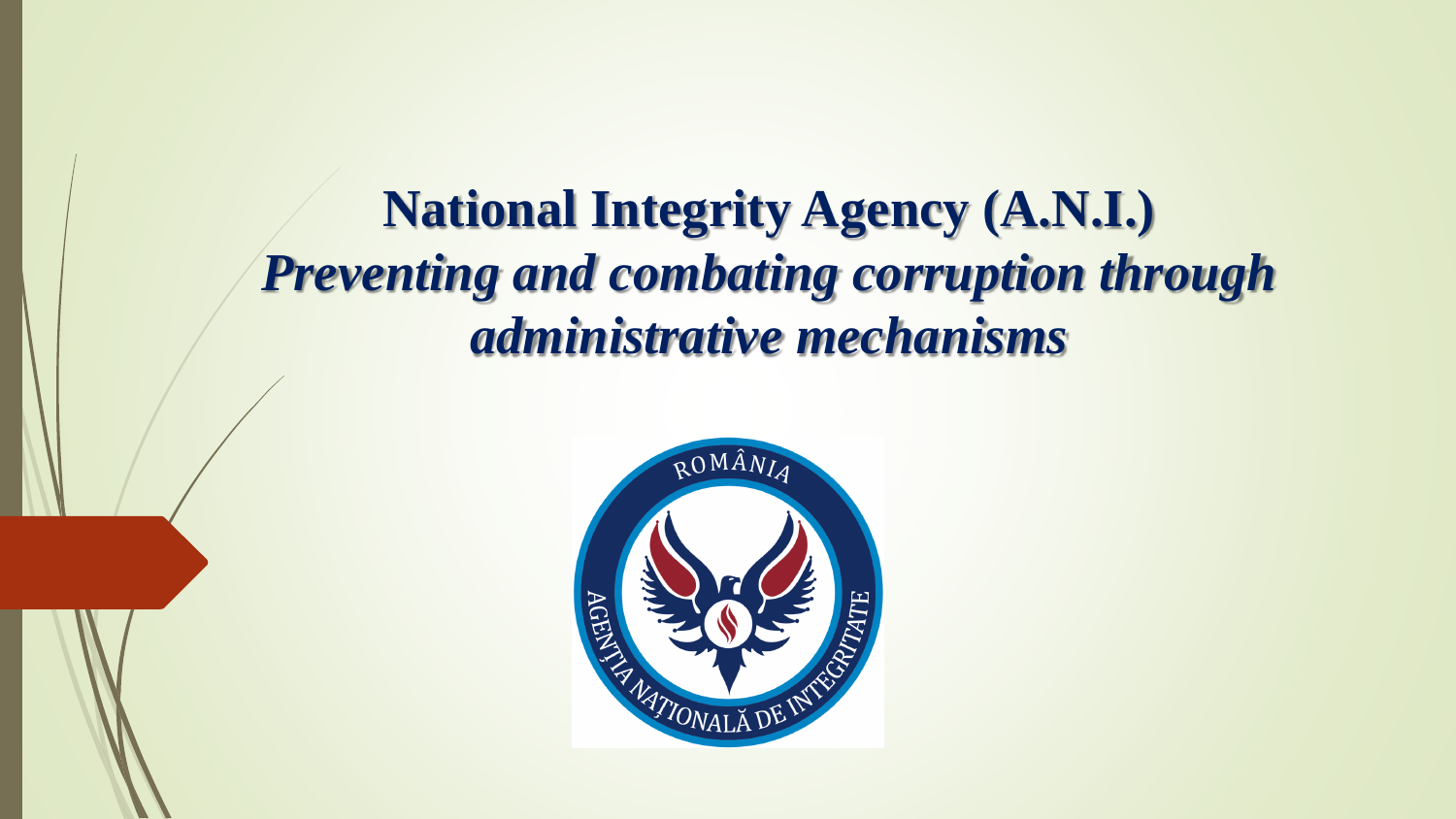# National Integrity Agency (A.N.I.)

## *Preventing and combating corruption through administrative mechanisms*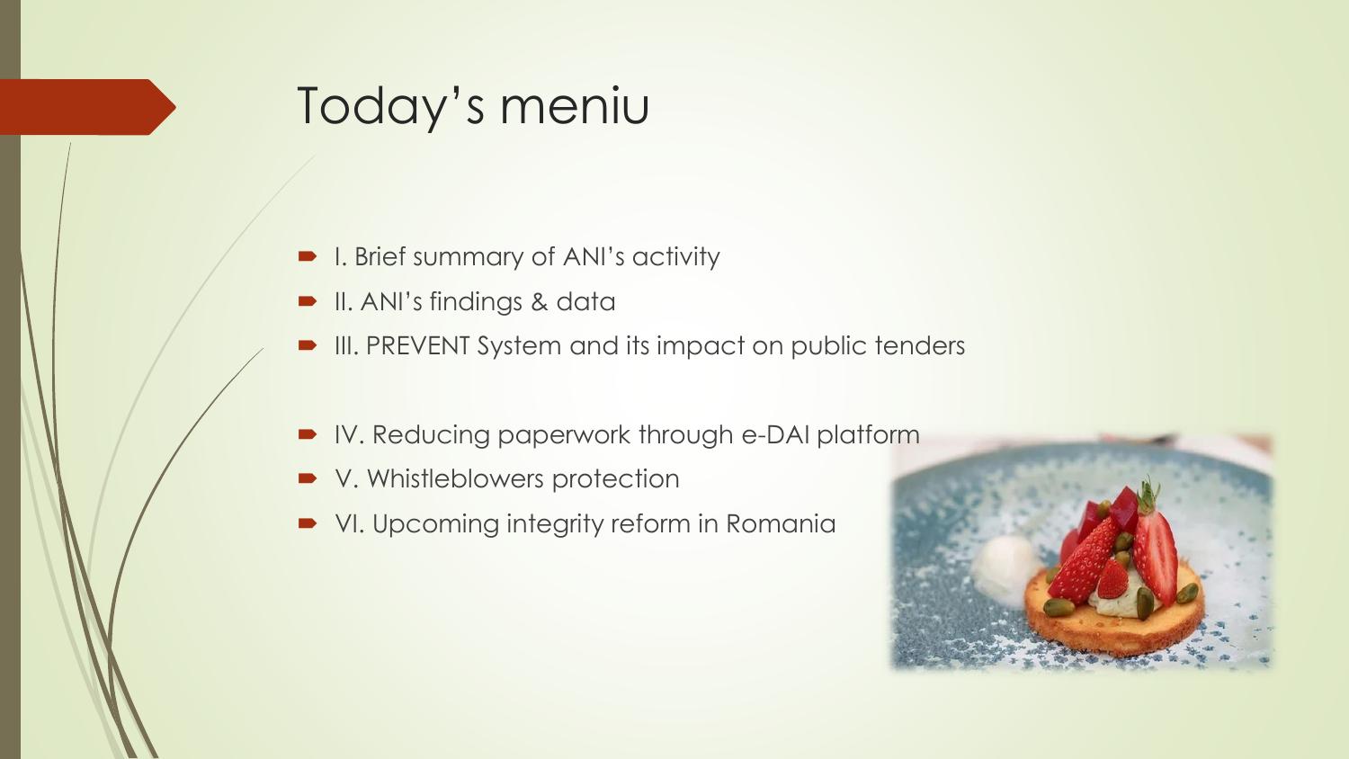# Today's meniu

- I. Brief summary of ANI's activity
- II. ANI's findings & data
- III. PREVENT System and its impact on public tenders
- IV. Reducing paperwork through e-DAI platform
- V. Whistleblowers protection
- VI. Upcoming integrity reform in Romania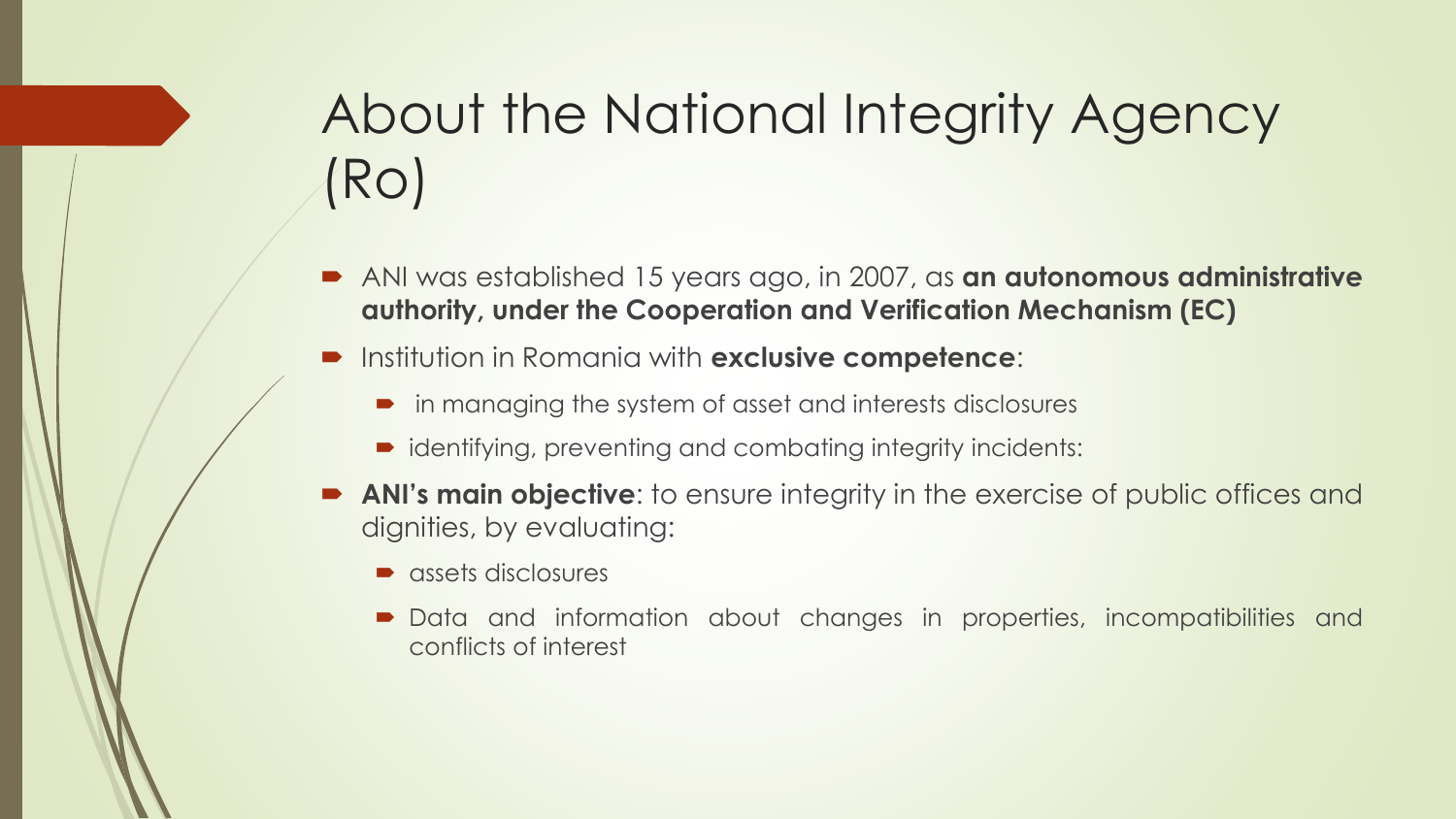# About the National Integrity Agency (Ro)

- ANI was established 15 years ago, in 2007, as **an autonomous administrative authority, under the Cooperation and Verification Mechanism (EC)**
- Institution in Romania with **exclusive competence**:
  - in managing the system of asset and interests disclosures
  - identifying, preventing and combating integrity incidents:
- **ANI's main objective**: to ensure integrity in the exercise of public offices and dignities, by evaluating:
  - assets disclosures
  - Data and information about changes in properties, incompatibilities and conflicts of interest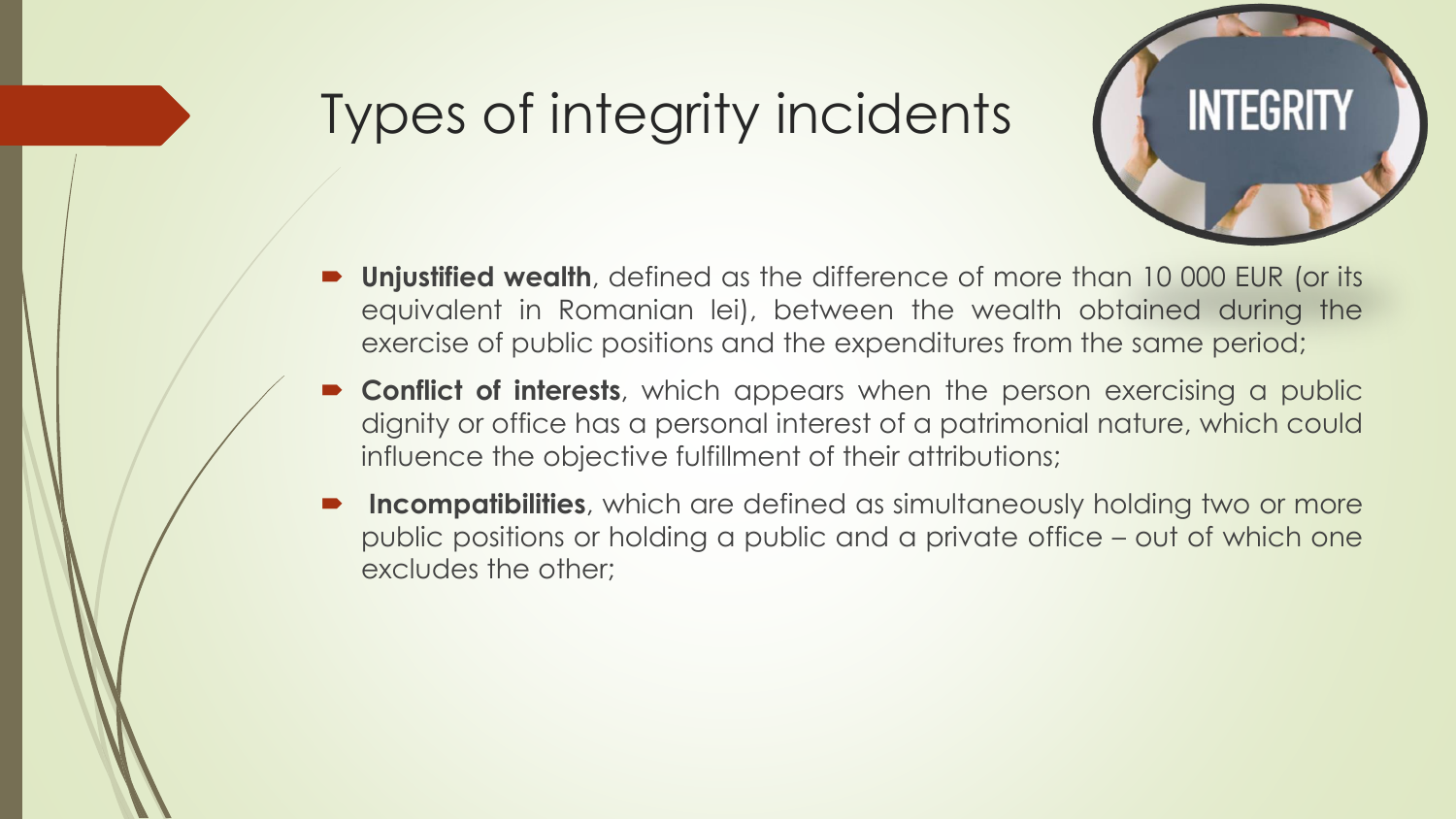# Types of integrity incidents

- **Unjustified wealth**, defined as the difference of more than 10 000 EUR (or its equivalent in Romanian lei), between the wealth obtained during the exercise of public positions and the expenditures from the same period;
- **Conflict of interests**, which appears when the person exercising a public dignity or office has a personal interest of a patrimonial nature, which could influence the objective fulfillment of their attributions;
- **Incompatibilities**, which are defined as simultaneously holding two or more public positions or holding a public and a private office – out of which one excludes the other;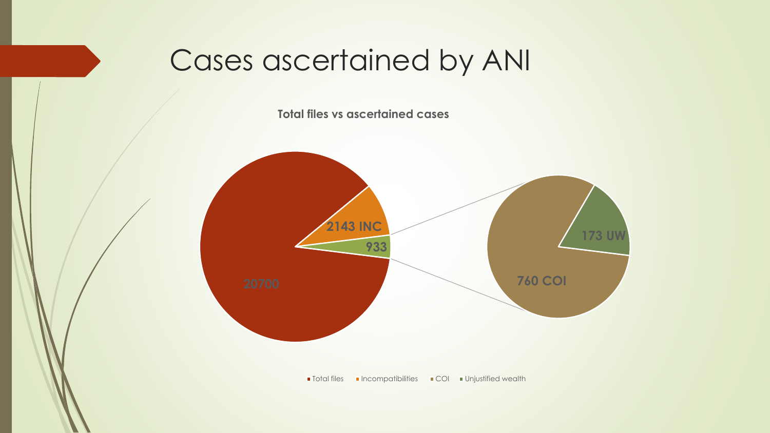# Cases ascertained by ANI

**Total files vs ascertained cases**

20700

2143 INC

933

760 COI

173 UW

■ Total files ■ Incompatibilities ■ COI ■ Unjustified wealth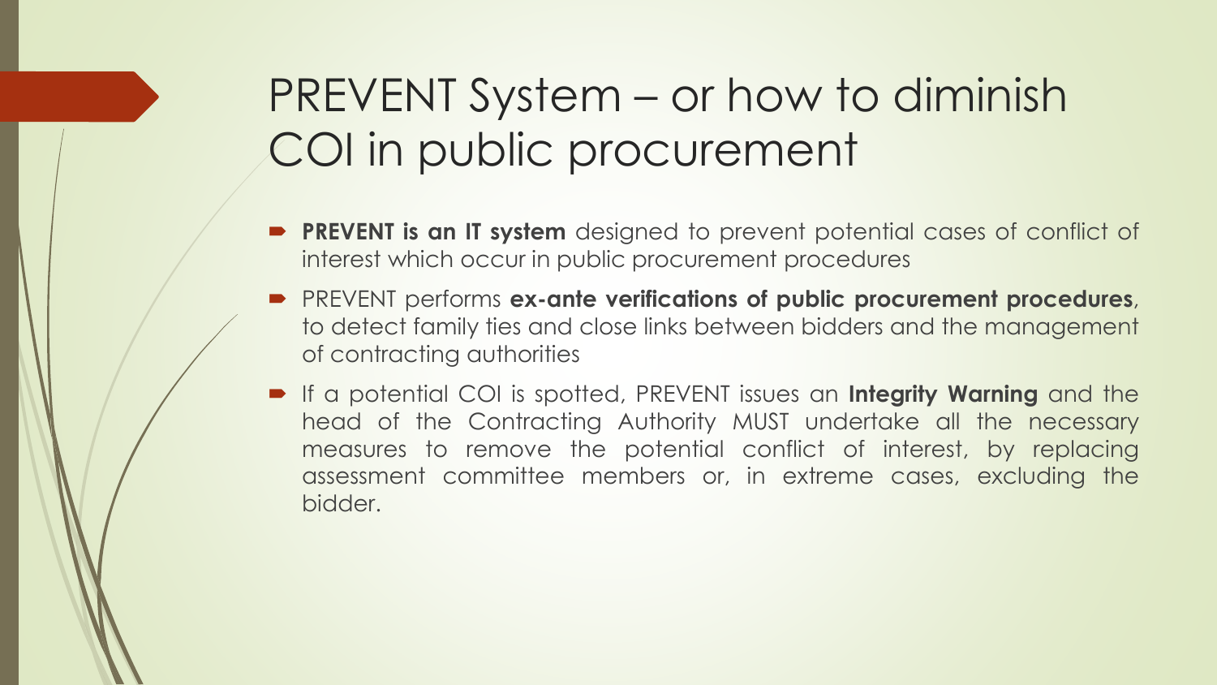# PREVENT System – or how to diminish COI in public procurement

- **PREVENT is an IT system** designed to prevent potential cases of conflict of interest which occur in public procurement procedures
- PREVENT performs **ex-ante verifications of public procurement procedures**, to detect family ties and close links between bidders and the management of contracting authorities
- If a potential COI is spotted, PREVENT issues an **Integrity Warning** and the head of the Contracting Authority MUST undertake all the necessary measures to remove the potential conflict of interest, by replacing assessment committee members or, in extreme cases, excluding the bidder.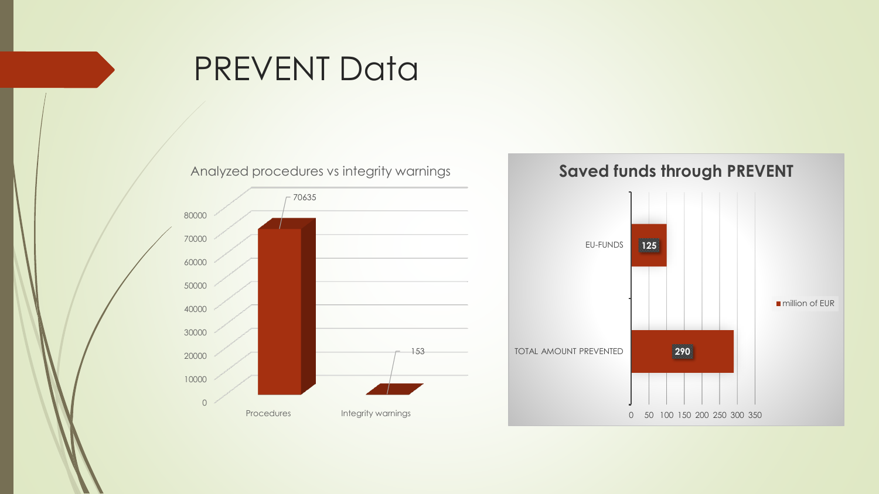# PREVENT Data

Analyzed procedures vs integrity warnings

| | Value |
|---|---|
| Procedures | 70635 |
| Integrity warnings | 153 |

**Saved funds through PREVENT**

| | million of EUR |
|---|---|
| EU-FUNDS | 125 |
| TOTAL AMOUNT PREVENTED | 290 |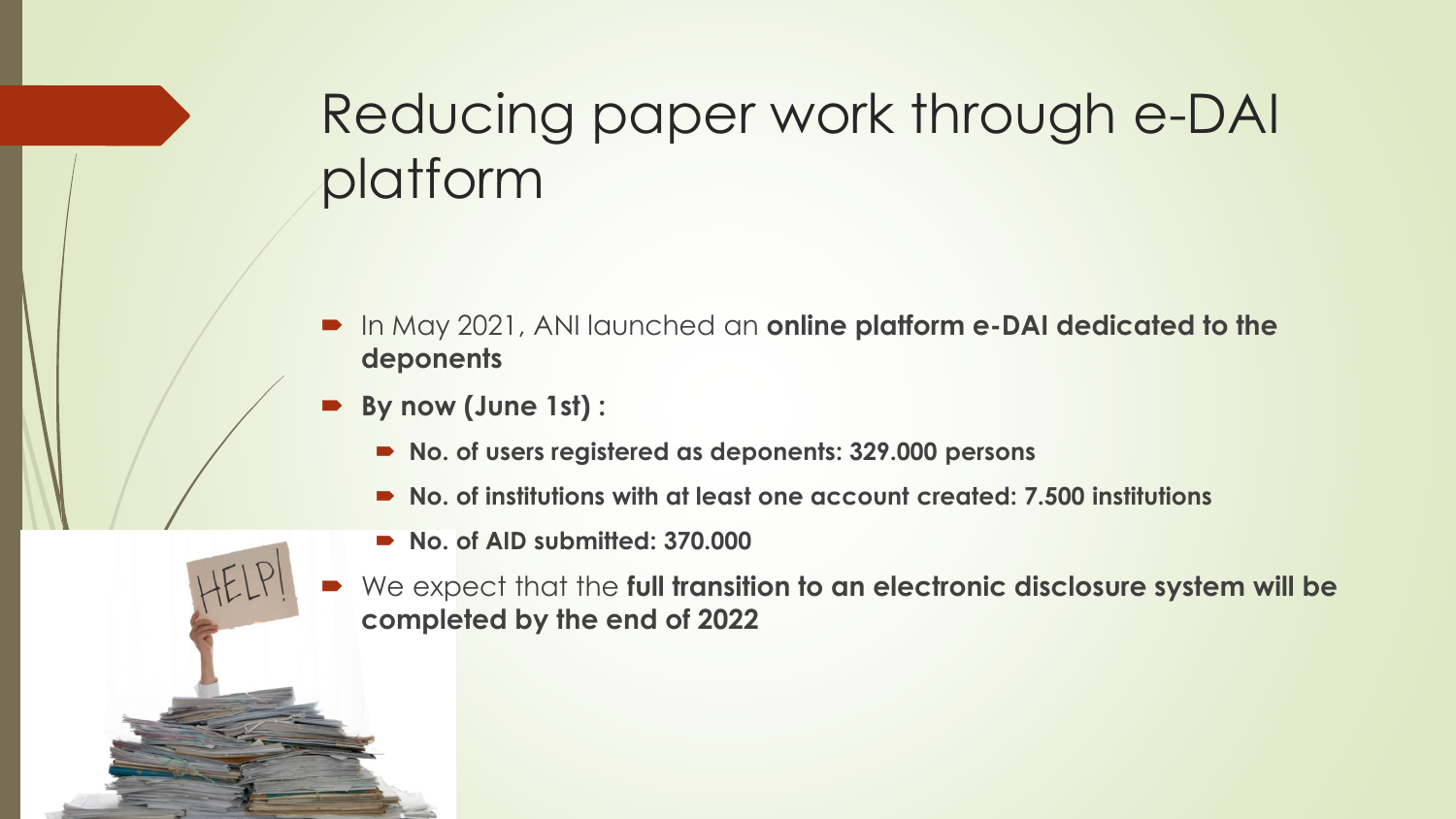# Reducing paper work through e-DAI platform

- In May 2021, ANI launched an **online platform e-DAI dedicated to the deponents**
- **By now (June 1st) :**
  - **No. of users registered as deponents: 329.000 persons**
  - **No. of institutions with at least one account created: 7.500 institutions**
  - **No. of AID submitted: 370.000**
- We expect that the **full transition to an electronic disclosure system will be completed by the end of 2022**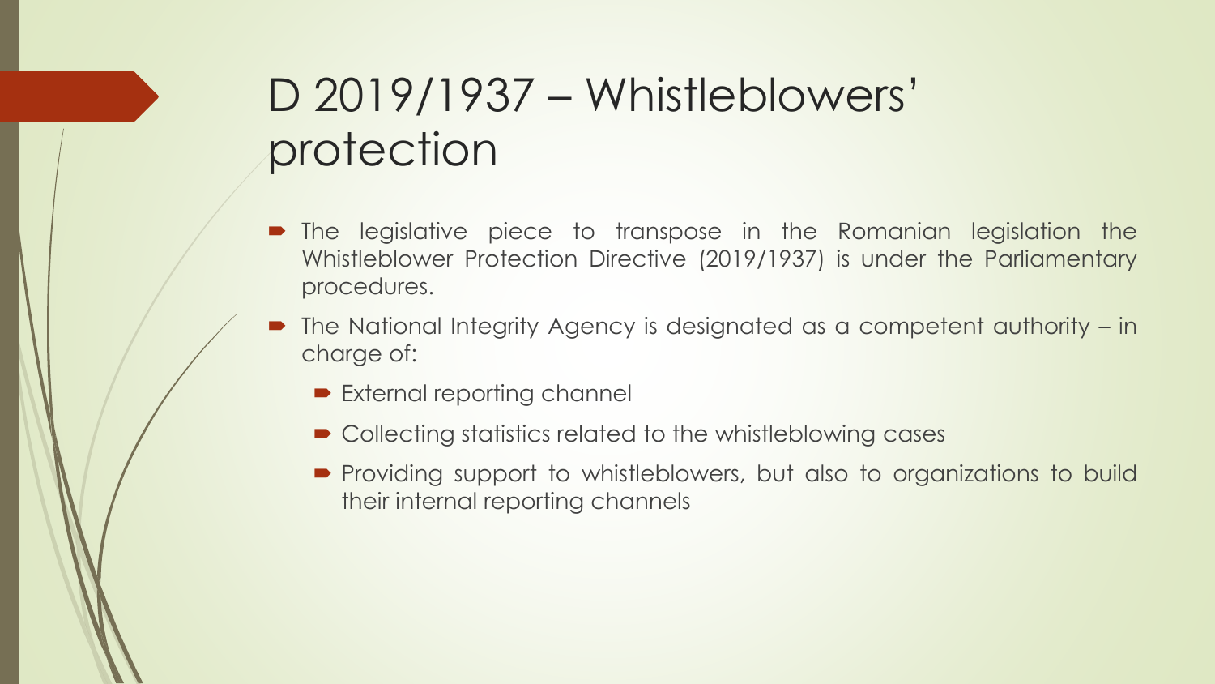# D 2019/1937 – Whistleblowers' protection

- The legislative piece to transpose in the Romanian legislation the Whistleblower Protection Directive (2019/1937) is under the Parliamentary procedures.
- The National Integrity Agency is designated as a competent authority – in charge of:
  - External reporting channel
  - Collecting statistics related to the whistleblowing cases
  - Providing support to whistleblowers, but also to organizations to build their internal reporting channels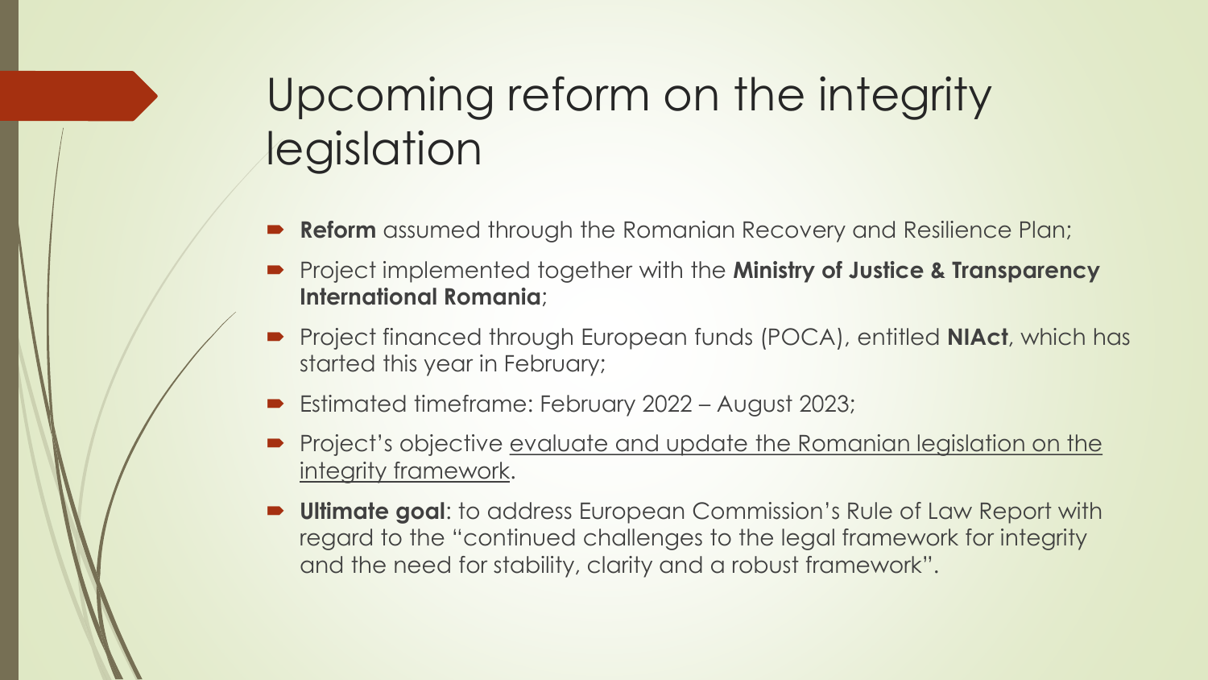# Upcoming reform on the integrity legislation

- **Reform** assumed through the Romanian Recovery and Resilience Plan;
- Project implemented together with the **Ministry of Justice & Transparency International Romania**;
- Project financed through European funds (POCA), entitled **NIAct**, which has started this year in February;
- Estimated timeframe: February 2022 – August 2023;
- Project's objective <u>evaluate and update the Romanian legislation on the integrity framework</u>.
- **Ultimate goal**: to address European Commission's Rule of Law Report with regard to the "continued challenges to the legal framework for integrity and the need for stability, clarity and a robust framework".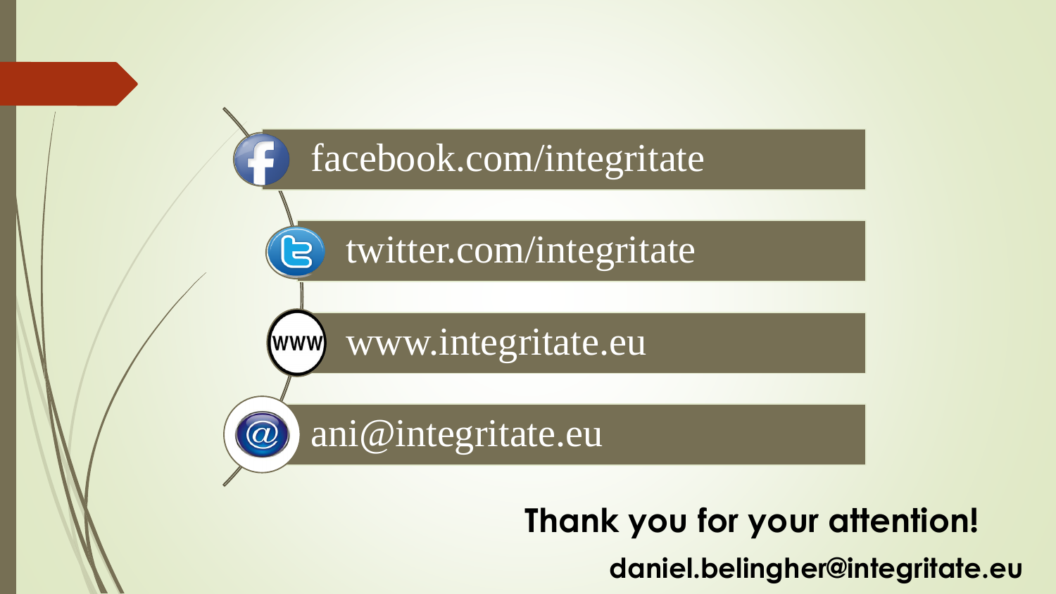facebook.com/integritate

twitter.com/integritate

www.integritate.eu

ani@integritate.eu

**Thank you for your attention!**

**daniel.belingher@integritate.eu**